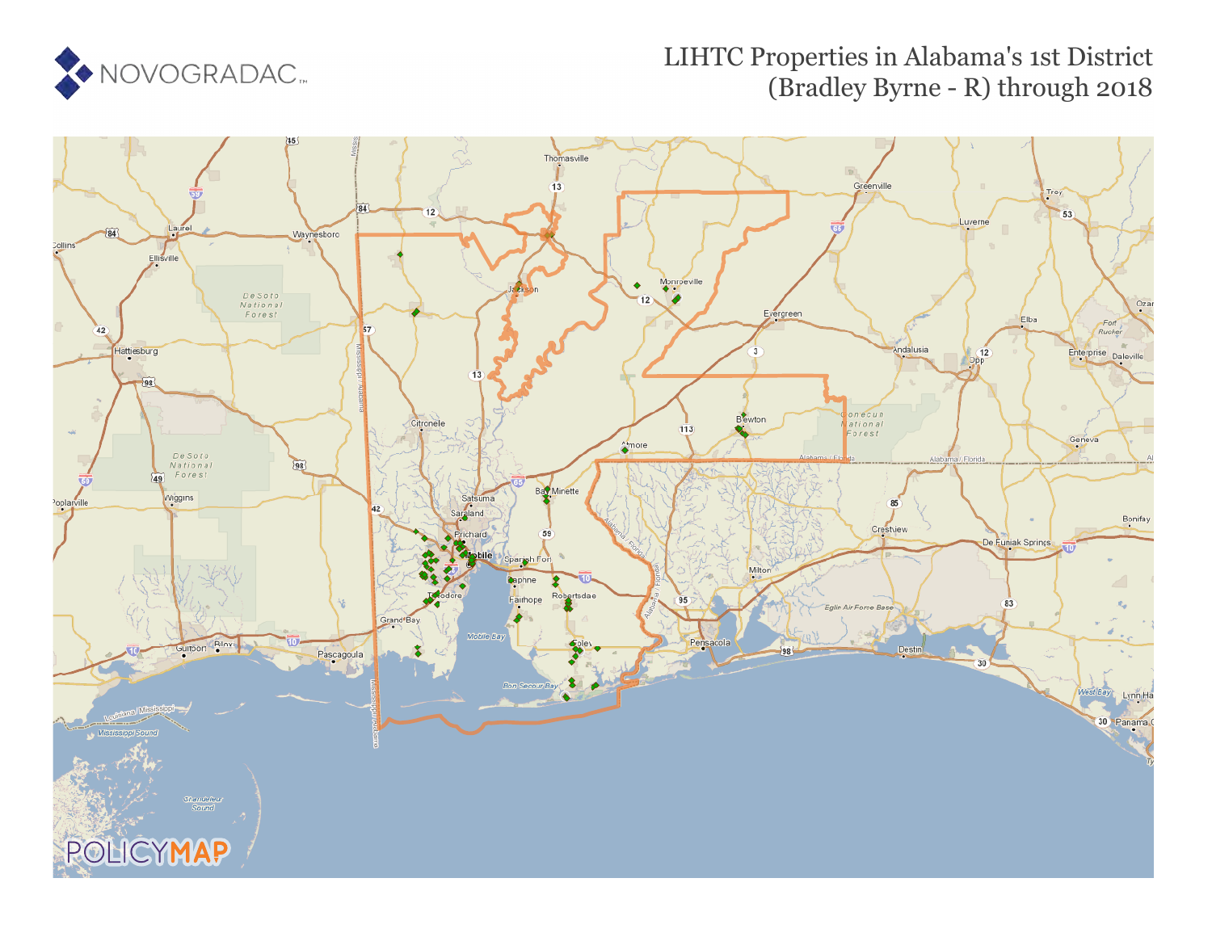# LIHTC Properties in Alabama's 1st District (Bradley Byrne - R) through 2018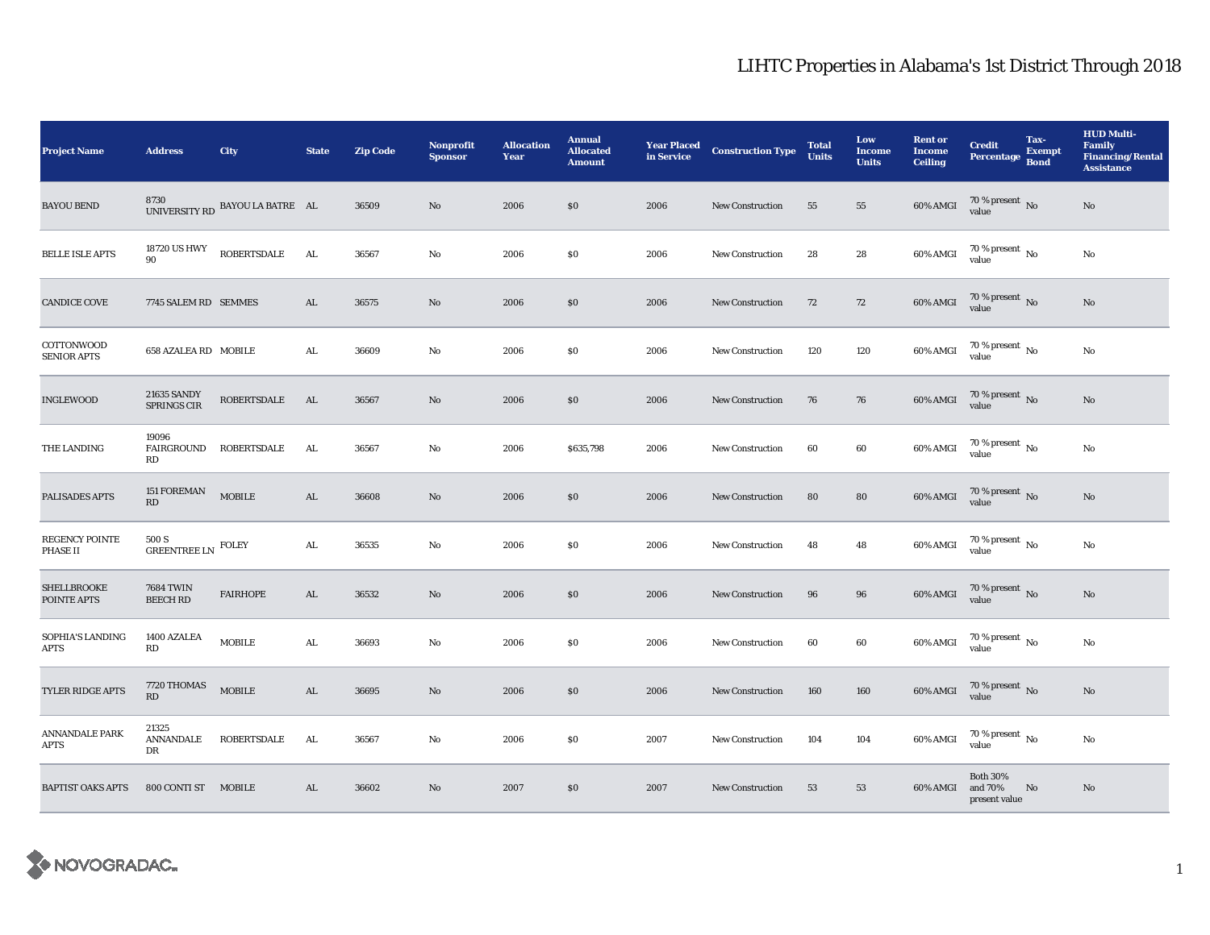# LIHTC Properties in Alabama's 1st District Through 2018

| Project Name | Address | City | State | Zip Code | Nonprofit Sponsor | Allocation Year | Annual Allocated Amount | Year Placed in Service | Construction Type | Total Units | Low Income Units | Rent or Income Ceiling | Credit Percentage | Tax-Exempt Bond | HUD Multi-Family Financing/Rental Assistance |
|---|---|---|---|---|---|---|---|---|---|---|---|---|---|---|---|
| BAYOU BEND | 8730 UNIVERSITY RD | BAYOU LA BATRE | AL | 36509 | No | 2006 | $0 | 2006 | New Construction | 55 | 55 | 60% AMGI | 70 % present value | No | No |
| BELLE ISLE APTS | 18720 US HWY 90 | ROBERTSDALE | AL | 36567 | No | 2006 | $0 | 2006 | New Construction | 28 | 28 | 60% AMGI | 70 % present value | No | No |
| CANDICE COVE | 7745 SALEM RD | SEMMES | AL | 36575 | No | 2006 | $0 | 2006 | New Construction | 72 | 72 | 60% AMGI | 70 % present value | No | No |
| COTTONWOOD SENIOR APTS | 658 AZALEA RD | MOBILE | AL | 36609 | No | 2006 | $0 | 2006 | New Construction | 120 | 120 | 60% AMGI | 70 % present value | No | No |
| INGLEWOOD | 21635 SANDY SPRINGS CIR | ROBERTSDALE | AL | 36567 | No | 2006 | $0 | 2006 | New Construction | 76 | 76 | 60% AMGI | 70 % present value | No | No |
| THE LANDING | 19096 FAIRGROUND RD | ROBERTSDALE | AL | 36567 | No | 2006 | $635,798 | 2006 | New Construction | 60 | 60 | 60% AMGI | 70 % present value | No | No |
| PALISADES APTS | 151 FOREMAN RD | MOBILE | AL | 36608 | No | 2006 | $0 | 2006 | New Construction | 80 | 80 | 60% AMGI | 70 % present value | No | No |
| REGENCY POINTE PHASE II | 500 S GREENTREE LN | FOLEY | AL | 36535 | No | 2006 | $0 | 2006 | New Construction | 48 | 48 | 60% AMGI | 70 % present value | No | No |
| SHELLBROOKE POINTE APTS | 7684 TWIN BEECH RD | FAIRHOPE | AL | 36532 | No | 2006 | $0 | 2006 | New Construction | 96 | 96 | 60% AMGI | 70 % present value | No | No |
| SOPHIA'S LANDING APTS | 1400 AZALEA RD | MOBILE | AL | 36693 | No | 2006 | $0 | 2006 | New Construction | 60 | 60 | 60% AMGI | 70 % present value | No | No |
| TYLER RIDGE APTS | 7720 THOMAS RD | MOBILE | AL | 36695 | No | 2006 | $0 | 2006 | New Construction | 160 | 160 | 60% AMGI | 70 % present value | No | No |
| ANNANDALE PARK APTS | 21325 ANNANDALE DR | ROBERTSDALE | AL | 36567 | No | 2006 | $0 | 2007 | New Construction | 104 | 104 | 60% AMGI | 70 % present value | No | No |
| BAPTIST OAKS APTS | 800 CONTI ST | MOBILE | AL | 36602 | No | 2007 | $0 | 2007 | New Construction | 53 | 53 | 60% AMGI | Both 30% and 70% present value | No | No |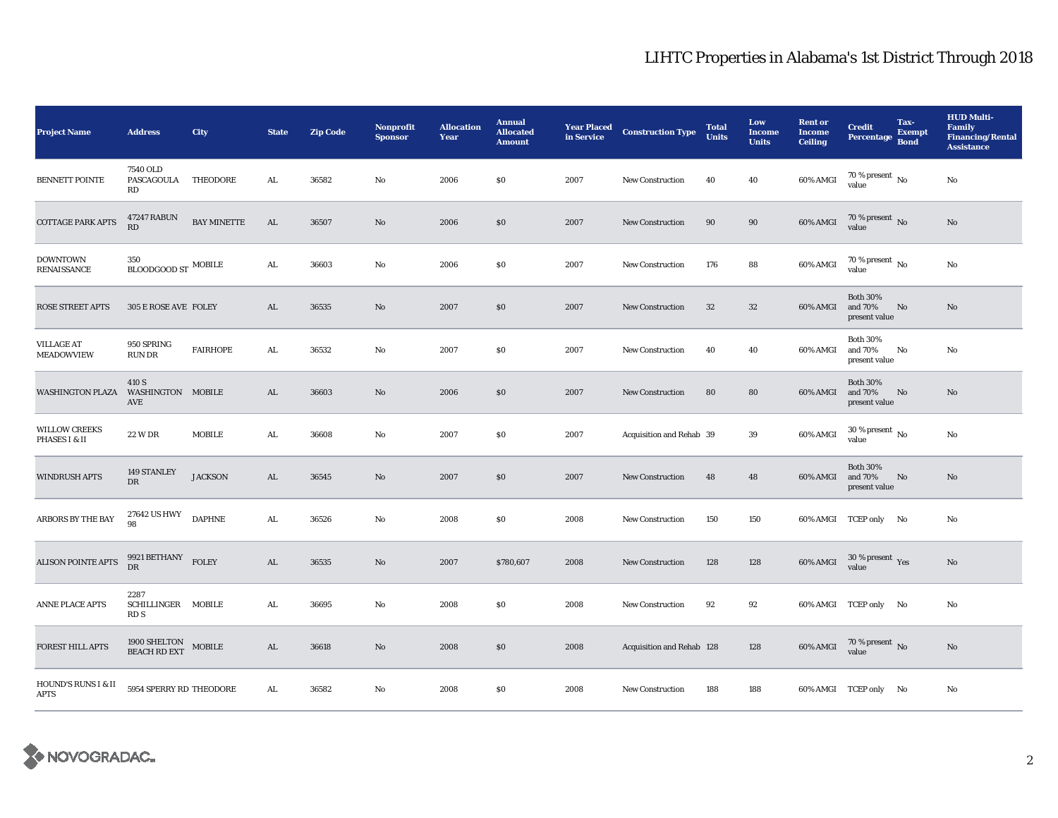# LIHTC Properties in Alabama's 1st District Through 2018

| Project Name | Address | City | State | Zip Code | Nonprofit Sponsor | Allocation Year | Annual Allocated Amount | Year Placed in Service | Construction Type | Total Units | Low Income Units | Rent or Income Ceiling | Credit Percentage | Tax-Exempt Bond | HUD Multi-Family Financing/Rental Assistance |
|---|---|---|---|---|---|---|---|---|---|---|---|---|---|---|---|
| BENNETT POINTE | 7540 OLD PASCAGOULA RD | THEODORE | AL | 36582 | No | 2006 | $0 | 2007 | New Construction | 40 | 40 | 60% AMGI | 70 % present value | No | No |
| COTTAGE PARK APTS | 47247 RABUN RD | BAY MINETTE | AL | 36507 | No | 2006 | $0 | 2007 | New Construction | 90 | 90 | 60% AMGI | 70 % present value | No | No |
| DOWNTOWN RENAISSANCE | 350 BLOODGOOD ST | MOBILE | AL | 36603 | No | 2006 | $0 | 2007 | New Construction | 176 | 88 | 60% AMGI | 70 % present value | No | No |
| ROSE STREET APTS | 305 E ROSE AVE | FOLEY | AL | 36535 | No | 2007 | $0 | 2007 | New Construction | 32 | 32 | 60% AMGI | Both 30% and 70% present value | No | No |
| VILLAGE AT MEADOWVIEW | 950 SPRING RUN DR | FAIRHOPE | AL | 36532 | No | 2007 | $0 | 2007 | New Construction | 40 | 40 | 60% AMGI | Both 30% and 70% present value | No | No |
| WASHINGTON PLAZA | 410 S WASHINGTON AVE | MOBILE | AL | 36603 | No | 2006 | $0 | 2007 | New Construction | 80 | 80 | 60% AMGI | Both 30% and 70% present value | No | No |
| WILLOW CREEKS PHASES I & II | 22 W DR | MOBILE | AL | 36608 | No | 2007 | $0 | 2007 | Acquisition and Rehab | 39 | 39 | 60% AMGI | 30 % present value | No | No |
| WINDRUSH APTS | 149 STANLEY DR | JACKSON | AL | 36545 | No | 2007 | $0 | 2007 | New Construction | 48 | 48 | 60% AMGI | Both 30% and 70% present value | No | No |
| ARBORS BY THE BAY | 27642 US HWY 98 | DAPHNE | AL | 36526 | No | 2008 | $0 | 2008 | New Construction | 150 | 150 | 60% AMGI | TCEP only | No | No |
| ALISON POINTE APTS | 9921 BETHANY DR | FOLEY | AL | 36535 | No | 2007 | $780,607 | 2008 | New Construction | 128 | 128 | 60% AMGI | 30 % present value | Yes | No |
| ANNE PLACE APTS | 2287 SCHILLINGER RD S | MOBILE | AL | 36695 | No | 2008 | $0 | 2008 | New Construction | 92 | 92 | 60% AMGI | TCEP only | No | No |
| FOREST HILL APTS | 1900 SHELTON BEACH RD EXT | MOBILE | AL | 36618 | No | 2008 | $0 | 2008 | Acquisition and Rehab | 128 | 128 | 60% AMGI | 70 % present value | No | No |
| HOUND'S RUNS I & II APTS | 5954 SPERRY RD | THEODORE | AL | 36582 | No | 2008 | $0 | 2008 | New Construction | 188 | 188 | 60% AMGI | TCEP only | No | No |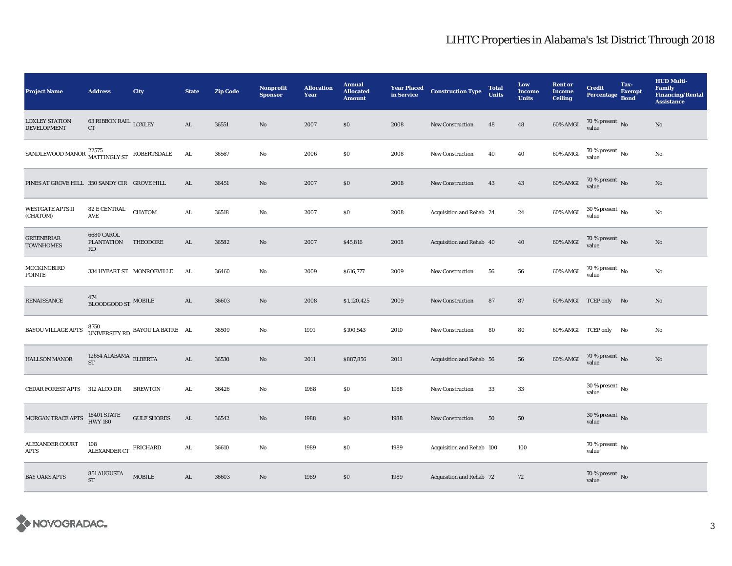# LIHTC Properties in Alabama's 1st District Through 2018

| Project Name | Address | City | State | Zip Code | Nonprofit Sponsor | Allocation Year | Annual Allocated Amount | Year Placed in Service | Construction Type | Total Units | Low Income Units | Rent or Income Ceiling | Credit Percentage | Tax-Exempt Bond | HUD Multi-Family Financing/Rental Assistance |
|---|---|---|---|---|---|---|---|---|---|---|---|---|---|---|---|
| LOXLEY STATION DEVELOPMENT | 63 RIBBON RAIL CT | LOXLEY | AL | 36551 | No | 2007 | $0 | 2008 | New Construction | 48 | 48 | 60% AMGI | 70 % present value | No | No |
| SANDLEWOOD MANOR | 22575 MATTINGLY ST | ROBERTSDALE | AL | 36567 | No | 2006 | $0 | 2008 | New Construction | 40 | 40 | 60% AMGI | 70 % present value | No | No |
| PINES AT GROVE HILL | 350 SANDY CIR | GROVE HILL | AL | 36451 | No | 2007 | $0 | 2008 | New Construction | 43 | 43 | 60% AMGI | 70 % present value | No | No |
| WESTGATE APTS II (CHATOM) | 82 E CENTRAL AVE | CHATOM | AL | 36518 | No | 2007 | $0 | 2008 | Acquisition and Rehab | 24 | 24 | 60% AMGI | 30 % present value | No | No |
| GREENBRIAR TOWNHOMES | 6680 CAROL PLANTATION RD | THEODORE | AL | 36582 | No | 2007 | $45,816 | 2008 | Acquisition and Rehab | 40 | 40 | 60% AMGI | 70 % present value | No | No |
| MOCKINGBIRD POINTE | 334 HYBART ST | MONROEVILLE | AL | 36460 | No | 2009 | $616,777 | 2009 | New Construction | 56 | 56 | 60% AMGI | 70 % present value | No | No |
| RENAISSANCE | 474 BLOODGOOD ST | MOBILE | AL | 36603 | No | 2008 | $1,120,425 | 2009 | New Construction | 87 | 87 | 60% AMGI | TCEP only | No | No |
| BAYOU VILLAGE APTS | 8750 UNIVERSITY RD | BAYOU LA BATRE | AL | 36509 | No | 1991 | $100,543 | 2010 | New Construction | 80 | 80 | 60% AMGI | TCEP only | No | No |
| HALLSON MANOR | 12654 ALABAMA ST | ELBERTA | AL | 36530 | No | 2011 | $887,856 | 2011 | Acquisition and Rehab | 56 | 56 | 60% AMGI | 70 % present value | No | No |
| CEDAR FOREST APTS | 312 ALCO DR | BREWTON | AL | 36426 | No | 1988 | $0 | 1988 | New Construction | 33 | 33 | | 30 % present value | No | |
| MORGAN TRACE APTS | 18401 STATE HWY 180 | GULF SHORES | AL | 36542 | No | 1988 | $0 | 1988 | New Construction | 50 | 50 | | 30 % present value | No | |
| ALEXANDER COURT APTS | 108 ALEXANDER CT | PRICHARD | AL | 36610 | No | 1989 | $0 | 1989 | Acquisition and Rehab | 100 | 100 | | 70 % present value | No | |
| BAY OAKS APTS | 851 AUGUSTA ST | MOBILE | AL | 36603 | No | 1989 | $0 | 1989 | Acquisition and Rehab | 72 | 72 | | 70 % present value | No | |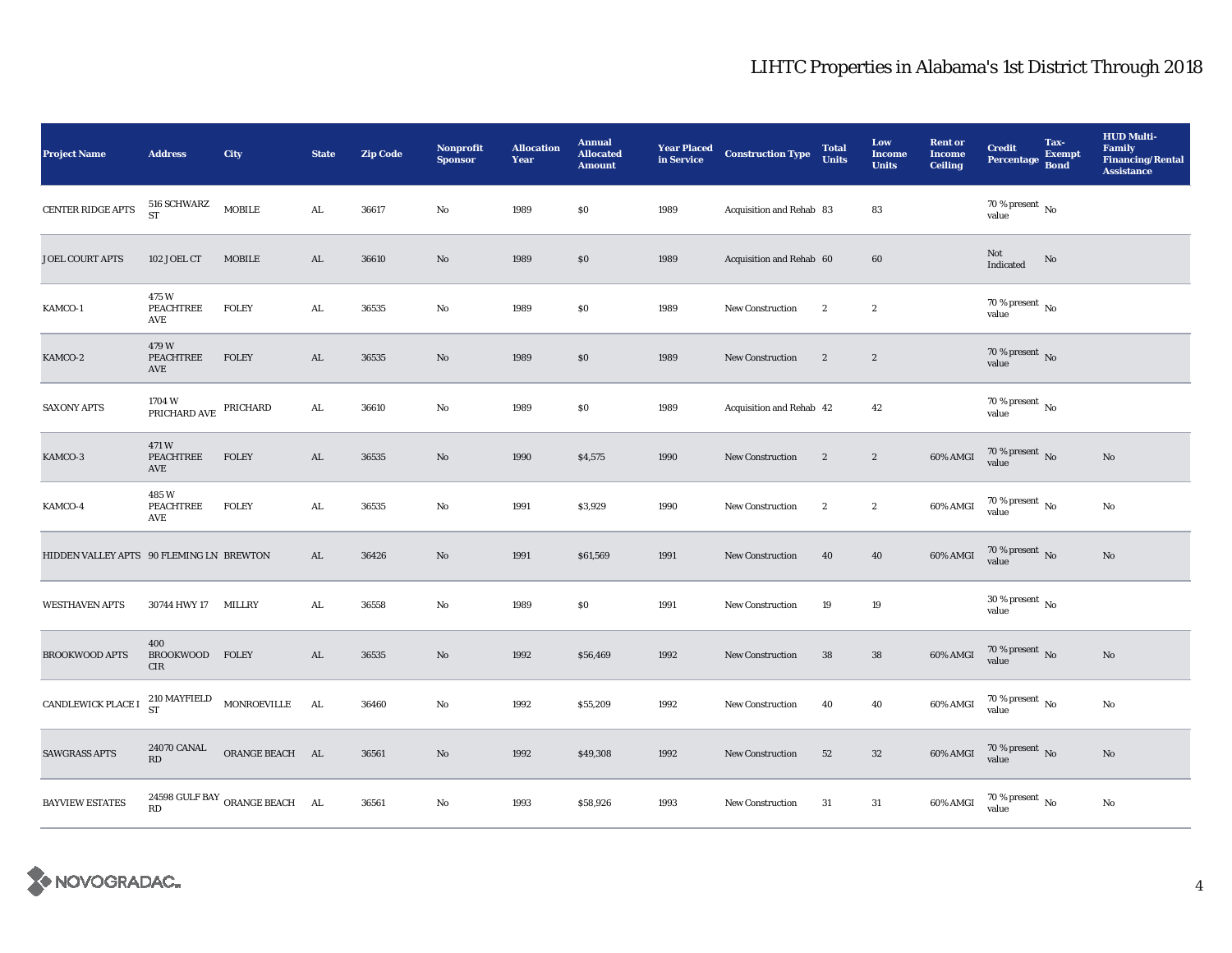# LIHTC Properties in Alabama's 1st District Through 2018

| Project Name | Address | City | State | Zip Code | Nonprofit Sponsor | Allocation Year | Annual Allocated Amount | Year Placed in Service | Construction Type | Total Units | Low Income Units | Rent or Income Ceiling | Credit Percentage | Tax-Exempt Bond | HUD Multi-Family Financing/Rental Assistance |
|---|---|---|---|---|---|---|---|---|---|---|---|---|---|---|---|
| CENTER RIDGE APTS | 516 SCHWARZ ST | MOBILE | AL | 36617 | No | 1989 | $0 | 1989 | Acquisition and Rehab | 83 | 83 | | 70 % present value | No | |
| JOEL COURT APTS | 102 JOEL CT | MOBILE | AL | 36610 | No | 1989 | $0 | 1989 | Acquisition and Rehab | 60 | 60 | | Not Indicated | No | |
| KAMCO-1 | 475 W PEACHTREE AVE | FOLEY | AL | 36535 | No | 1989 | $0 | 1989 | New Construction | 2 | 2 | | 70 % present value | No | |
| KAMCO-2 | 479 W PEACHTREE AVE | FOLEY | AL | 36535 | No | 1989 | $0 | 1989 | New Construction | 2 | 2 | | 70 % present value | No | |
| SAXONY APTS | 1704 W PRICHARD AVE | PRICHARD | AL | 36610 | No | 1989 | $0 | 1989 | Acquisition and Rehab | 42 | 42 | | 70 % present value | No | |
| KAMCO-3 | 471 W PEACHTREE AVE | FOLEY | AL | 36535 | No | 1990 | $4,575 | 1990 | New Construction | 2 | 2 | 60% AMGI | 70 % present value | No | No |
| KAMCO-4 | 485 W PEACHTREE AVE | FOLEY | AL | 36535 | No | 1991 | $3,929 | 1990 | New Construction | 2 | 2 | 60% AMGI | 70 % present value | No | No |
| HIDDEN VALLEY APTS | 90 FLEMING LN | BREWTON | AL | 36426 | No | 1991 | $61,569 | 1991 | New Construction | 40 | 40 | 60% AMGI | 70 % present value | No | No |
| WESTHAVEN APTS | 30744 HWY 17 | MILLRY | AL | 36558 | No | 1989 | $0 | 1991 | New Construction | 19 | 19 | | 30 % present value | No | |
| BROOKWOOD APTS | 400 BROOKWOOD CIR | FOLEY | AL | 36535 | No | 1992 | $56,469 | 1992 | New Construction | 38 | 38 | 60% AMGI | 70 % present value | No | No |
| CANDLEWICK PLACE I | 210 MAYFIELD ST | MONROEVILLE | AL | 36460 | No | 1992 | $55,209 | 1992 | New Construction | 40 | 40 | 60% AMGI | 70 % present value | No | No |
| SAWGRASS APTS | 24070 CANAL RD | ORANGE BEACH | AL | 36561 | No | 1992 | $49,308 | 1992 | New Construction | 52 | 32 | 60% AMGI | 70 % present value | No | No |
| BAYVIEW ESTATES | 24598 GULF BAY RD | ORANGE BEACH | AL | 36561 | No | 1993 | $58,926 | 1993 | New Construction | 31 | 31 | 60% AMGI | 70 % present value | No | No |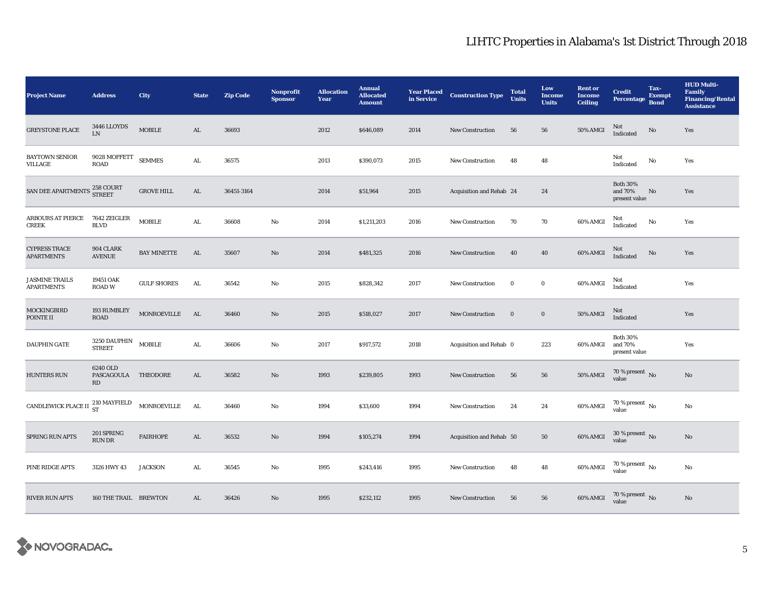# LIHTC Properties in Alabama's 1st District Through 2018

| Project Name | Address | City | State | Zip Code | Nonprofit Sponsor | Allocation Year | Annual Allocated Amount | Year Placed in Service | Construction Type | Total Units | Low Income Units | Rent or Income Ceiling | Credit Percentage | Tax-Exempt Bond | HUD Multi-Family Financing/Rental Assistance |
|---|---|---|---|---|---|---|---|---|---|---|---|---|---|---|---|
| GREYSTONE PLACE | 3446 LLOYDS LN | MOBILE | AL | 36693 | | 2012 | $646,089 | 2014 | New Construction | 56 | 56 | 50% AMGI | Not Indicated | No | Yes |
| BAYTOWN SENIOR VILLAGE | 9028 MOFFETT ROAD | SEMMES | AL | 36575 | | 2013 | $390,073 | 2015 | New Construction | 48 | 48 | | Not Indicated | No | Yes |
| SAN DEE APARTMENTS | 258 COURT STREET | GROVE HILL | AL | 36451-3164 | | 2014 | $51,964 | 2015 | Acquisition and Rehab | 24 | 24 | | Both 30% and 70% present value | No | Yes |
| ARBOURS AT PIERCE CREEK | 7642 ZEIGLER BLVD | MOBILE | AL | 36608 | No | 2014 | $1,211,203 | 2016 | New Construction | 70 | 70 | 60% AMGI | Not Indicated | No | Yes |
| CYPRESS TRACE APARTMENTS | 904 CLARK AVENUE | BAY MINETTE | AL | 35607 | No | 2014 | $481,325 | 2016 | New Construction | 40 | 40 | 60% AMGI | Not Indicated | No | Yes |
| JASMINE TRAILS APARTMENTS | 19451 OAK ROAD W | GULF SHORES | AL | 36542 | No | 2015 | $828,342 | 2017 | New Construction | 0 | 0 | 60% AMGI | Not Indicated | | Yes |
| MOCKINGBIRD POINTE II | 193 RUMBLEY ROAD | MONROEVILLE | AL | 36460 | No | 2015 | $518,027 | 2017 | New Construction | 0 | 0 | 50% AMGI | Not Indicated | | Yes |
| DAUPHIN GATE | 3250 DAUPHIN STREET | MOBILE | AL | 36606 | No | 2017 | $917,572 | 2018 | Acquisition and Rehab | 0 | 223 | 60% AMGI | Both 30% and 70% present value | | Yes |
| HUNTERS RUN | 6240 OLD PASCAGOULA RD | THEODORE | AL | 36582 | No | 1993 | $239,805 | 1993 | New Construction | 56 | 56 | 50% AMGI | 70 % present value | No | No |
| CANDLEWICK PLACE II | 210 MAYFIELD ST | MONROEVILLE | AL | 36460 | No | 1994 | $33,600 | 1994 | New Construction | 24 | 24 | 60% AMGI | 70 % present value | No | No |
| SPRING RUN APTS | 201 SPRING RUN DR | FAIRHOPE | AL | 36532 | No | 1994 | $105,274 | 1994 | Acquisition and Rehab | 50 | 50 | 60% AMGI | 30 % present value | No | No |
| PINE RIDGE APTS | 3126 HWY 43 | JACKSON | AL | 36545 | No | 1995 | $243,416 | 1995 | New Construction | 48 | 48 | 60% AMGI | 70 % present value | No | No |
| RIVER RUN APTS | 160 THE TRAIL | BREWTON | AL | 36426 | No | 1995 | $232,112 | 1995 | New Construction | 56 | 56 | 60% AMGI | 70 % present value | No | No |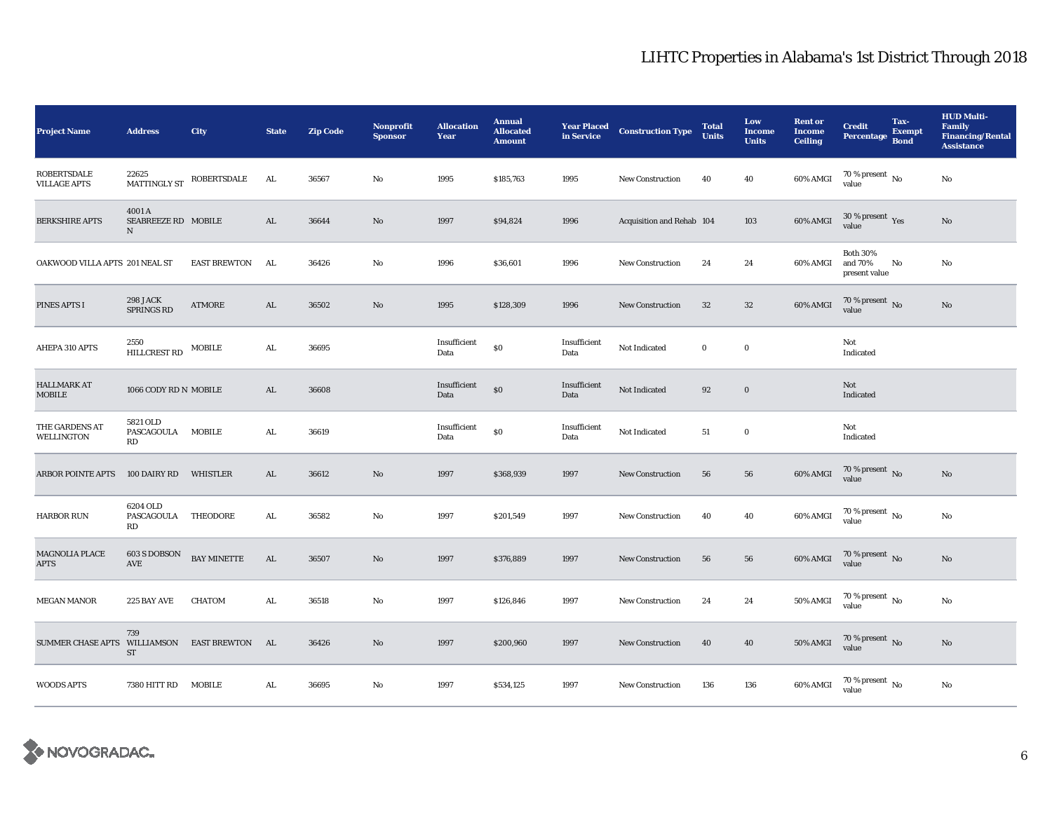# LIHTC Properties in Alabama's 1st District Through 2018

| Project Name | Address | City | State | Zip Code | Nonprofit Sponsor | Allocation Year | Annual Allocated Amount | Year Placed in Service | Construction Type | Total Units | Low Income Units | Rent or Income Ceiling | Credit Percentage | Tax-Exempt Bond | HUD Multi-Family Financing/Rental Assistance |
|---|---|---|---|---|---|---|---|---|---|---|---|---|---|---|---|
| ROBERTSDALE VILLAGE APTS | 22625 MATTINGLY ST | ROBERTSDALE | AL | 36567 | No | 1995 | $185,763 | 1995 | New Construction | 40 | 40 | 60% AMGI | 70 % present value | No | No |
| BERKSHIRE APTS | 4001 A SEABREEZE RD N | MOBILE | AL | 36644 | No | 1997 | $94,824 | 1996 | Acquisition and Rehab | 104 | 103 | 60% AMGI | 30 % present value | Yes | No |
| OAKWOOD VILLA APTS | 201 NEAL ST | EAST BREWTON | AL | 36426 | No | 1996 | $36,601 | 1996 | New Construction | 24 | 24 | 60% AMGI | Both 30% and 70% present value | No | No |
| PINES APTS I | 298 JACK SPRINGS RD | ATMORE | AL | 36502 | No | 1995 | $128,309 | 1996 | New Construction | 32 | 32 | 60% AMGI | 70 % present value | No | No |
| AHEPA 310 APTS | 2550 HILLCREST RD | MOBILE | AL | 36695 | | Insufficient Data | $0 | Insufficient Data | Not Indicated | 0 | 0 | | Not Indicated | | |
| HALLMARK AT MOBILE | 1066 CODY RD N | MOBILE | AL | 36608 | | Insufficient Data | $0 | Insufficient Data | Not Indicated | 92 | 0 | | Not Indicated | | |
| THE GARDENS AT WELLINGTON | 5821 OLD PASCAGOULA RD | MOBILE | AL | 36619 | | Insufficient Data | $0 | Insufficient Data | Not Indicated | 51 | 0 | | Not Indicated | | |
| ARBOR POINTE APTS | 100 DAIRY RD | WHISTLER | AL | 36612 | No | 1997 | $368,939 | 1997 | New Construction | 56 | 56 | 60% AMGI | 70 % present value | No | No |
| HARBOR RUN | 6204 OLD PASCAGOULA RD | THEODORE | AL | 36582 | No | 1997 | $201,549 | 1997 | New Construction | 40 | 40 | 60% AMGI | 70 % present value | No | No |
| MAGNOLIA PLACE APTS | 603 S DOBSON AVE | BAY MINETTE | AL | 36507 | No | 1997 | $376,889 | 1997 | New Construction | 56 | 56 | 60% AMGI | 70 % present value | No | No |
| MEGAN MANOR | 225 BAY AVE | CHATOM | AL | 36518 | No | 1997 | $126,846 | 1997 | New Construction | 24 | 24 | 50% AMGI | 70 % present value | No | No |
| SUMMER CHASE APTS | 739 WILLIAMSON ST | EAST BREWTON | AL | 36426 | No | 1997 | $200,960 | 1997 | New Construction | 40 | 40 | 50% AMGI | 70 % present value | No | No |
| WOODS APTS | 7380 HITT RD | MOBILE | AL | 36695 | No | 1997 | $534,125 | 1997 | New Construction | 136 | 136 | 60% AMGI | 70 % present value | No | No |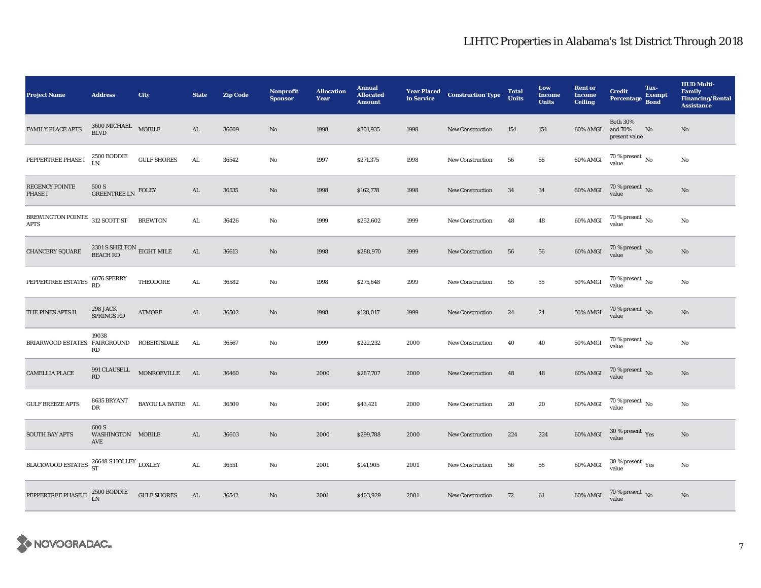# LIHTC Properties in Alabama's 1st District Through 2018

| Project Name | Address | City | State | Zip Code | Nonprofit Sponsor | Allocation Year | Annual Allocated Amount | Year Placed in Service | Construction Type | Total Units | Low Income Units | Rent or Income Ceiling | Credit Percentage | Tax-Exempt Bond | HUD Multi-Family Financing/Rental Assistance |
|---|---|---|---|---|---|---|---|---|---|---|---|---|---|---|---|
| FAMILY PLACE APTS | 3600 MICHAEL BLVD | MOBILE | AL | 36609 | No | 1998 | $301,935 | 1998 | New Construction | 154 | 154 | 60% AMGI | Both 30% and 70% present value | No | No |
| PEPPERTREE PHASE I | 2500 BODDIE LN | GULF SHORES | AL | 36542 | No | 1997 | $271,375 | 1998 | New Construction | 56 | 56 | 60% AMGI | 70 % present value | No | No |
| REGENCY POINTE PHASE I | 500 S GREENTREE LN | FOLEY | AL | 36535 | No | 1998 | $162,778 | 1998 | New Construction | 34 | 34 | 60% AMGI | 70 % present value | No | No |
| BREWINGTON POINTE APTS | 312 SCOTT ST | BREWTON | AL | 36426 | No | 1999 | $252,602 | 1999 | New Construction | 48 | 48 | 60% AMGI | 70 % present value | No | No |
| CHANCERY SQUARE | 2301 S SHELTON BEACH RD | EIGHT MILE | AL | 36613 | No | 1998 | $288,970 | 1999 | New Construction | 56 | 56 | 60% AMGI | 70 % present value | No | No |
| PEPPERTREE ESTATES | 6076 SPERRY RD | THEODORE | AL | 36582 | No | 1998 | $275,648 | 1999 | New Construction | 55 | 55 | 50% AMGI | 70 % present value | No | No |
| THE PINES APTS II | 298 JACK SPRINGS RD | ATMORE | AL | 36502 | No | 1998 | $128,017 | 1999 | New Construction | 24 | 24 | 50% AMGI | 70 % present value | No | No |
| BRIARWOOD ESTATES | 19038 FAIRGROUND RD | ROBERTSDALE | AL | 36567 | No | 1999 | $222,232 | 2000 | New Construction | 40 | 40 | 50% AMGI | 70 % present value | No | No |
| CAMELLIA PLACE | 991 CLAUSELL RD | MONROEVILLE | AL | 36460 | No | 2000 | $287,707 | 2000 | New Construction | 48 | 48 | 60% AMGI | 70 % present value | No | No |
| GULF BREEZE APTS | 8635 BRYANT DR | BAYOU LA BATRE | AL | 36509 | No | 2000 | $43,421 | 2000 | New Construction | 20 | 20 | 60% AMGI | 70 % present value | No | No |
| SOUTH BAY APTS | 600 S WASHINGTON AVE | MOBILE | AL | 36603 | No | 2000 | $299,788 | 2000 | New Construction | 224 | 224 | 60% AMGI | 30 % present value | Yes | No |
| BLACKWOOD ESTATES | 26648 S HOLLEY ST | LOXLEY | AL | 36551 | No | 2001 | $141,905 | 2001 | New Construction | 56 | 56 | 60% AMGI | 30 % present value | Yes | No |
| PEPPERTREE PHASE II | 2500 BODDIE LN | GULF SHORES | AL | 36542 | No | 2001 | $403,929 | 2001 | New Construction | 72 | 61 | 60% AMGI | 70 % present value | No | No |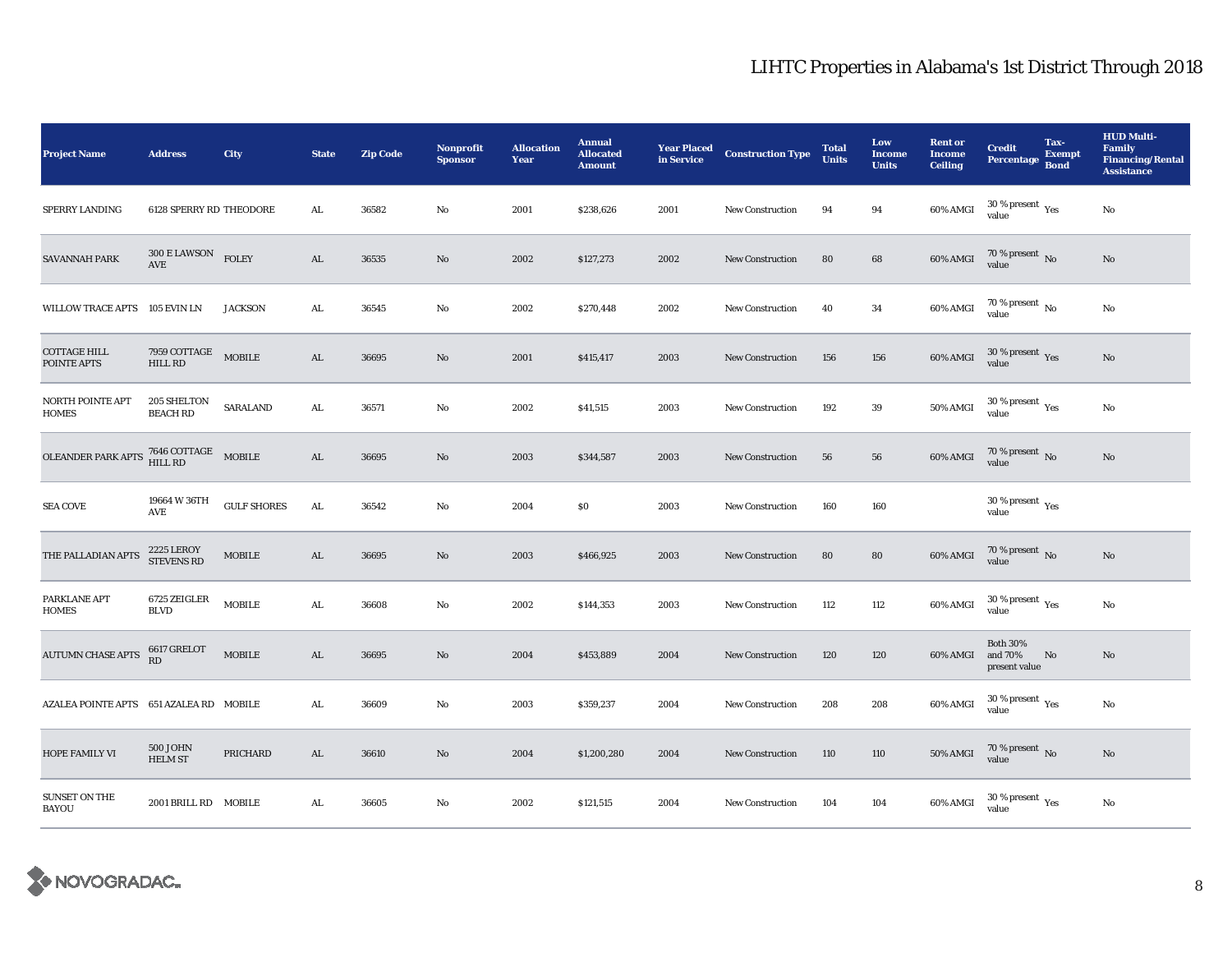# LIHTC Properties in Alabama's 1st District Through 2018

| Project Name | Address | City | State | Zip Code | Nonprofit Sponsor | Allocation Year | Annual Allocated Amount | Year Placed in Service | Construction Type | Total Units | Low Income Units | Rent or Income Ceiling | Credit Percentage | Tax-Exempt Bond | HUD Multi-Family Financing/Rental Assistance |
|---|---|---|---|---|---|---|---|---|---|---|---|---|---|---|---|
| SPERRY LANDING | 6128 SPERRY RD | THEODORE | AL | 36582 | No | 2001 | $238,626 | 2001 | New Construction | 94 | 94 | 60% AMGI | 30 % present value | Yes | No |
| SAVANNAH PARK | 300 E LAWSON AVE | FOLEY | AL | 36535 | No | 2002 | $127,273 | 2002 | New Construction | 80 | 68 | 60% AMGI | 70 % present value | No | No |
| WILLOW TRACE APTS | 105 EVIN LN | JACKSON | AL | 36545 | No | 2002 | $270,448 | 2002 | New Construction | 40 | 34 | 60% AMGI | 70 % present value | No | No |
| COTTAGE HILL POINTE APTS | 7959 COTTAGE HILL RD | MOBILE | AL | 36695 | No | 2001 | $415,417 | 2003 | New Construction | 156 | 156 | 60% AMGI | 30 % present value | Yes | No |
| NORTH POINTE APT HOMES | 205 SHELTON BEACH RD | SARALAND | AL | 36571 | No | 2002 | $41,515 | 2003 | New Construction | 192 | 39 | 50% AMGI | 30 % present value | Yes | No |
| OLEANDER PARK APTS | 7646 COTTAGE HILL RD | MOBILE | AL | 36695 | No | 2003 | $344,587 | 2003 | New Construction | 56 | 56 | 60% AMGI | 70 % present value | No | No |
| SEA COVE | 19664 W 36TH AVE | GULF SHORES | AL | 36542 | No | 2004 | $0 | 2003 | New Construction | 160 | 160 | | 30 % present value | Yes | |
| THE PALLADIAN APTS | 2225 LEROY STEVENS RD | MOBILE | AL | 36695 | No | 2003 | $466,925 | 2003 | New Construction | 80 | 80 | 60% AMGI | 70 % present value | No | No |
| PARKLANE APT HOMES | 6725 ZEIGLER BLVD | MOBILE | AL | 36608 | No | 2002 | $144,353 | 2003 | New Construction | 112 | 112 | 60% AMGI | 30 % present value | Yes | No |
| AUTUMN CHASE APTS | 6617 GRELOT RD | MOBILE | AL | 36695 | No | 2004 | $453,889 | 2004 | New Construction | 120 | 120 | 60% AMGI | Both 30% and 70% present value | No | No |
| AZALEA POINTE APTS | 651 AZALEA RD | MOBILE | AL | 36609 | No | 2003 | $359,237 | 2004 | New Construction | 208 | 208 | 60% AMGI | 30 % present value | Yes | No |
| HOPE FAMILY VI | 500 JOHN HELM ST | PRICHARD | AL | 36610 | No | 2004 | $1,200,280 | 2004 | New Construction | 110 | 110 | 50% AMGI | 70 % present value | No | No |
| SUNSET ON THE BAYOU | 2001 BRILL RD | MOBILE | AL | 36605 | No | 2002 | $121,515 | 2004 | New Construction | 104 | 104 | 60% AMGI | 30 % present value | Yes | No |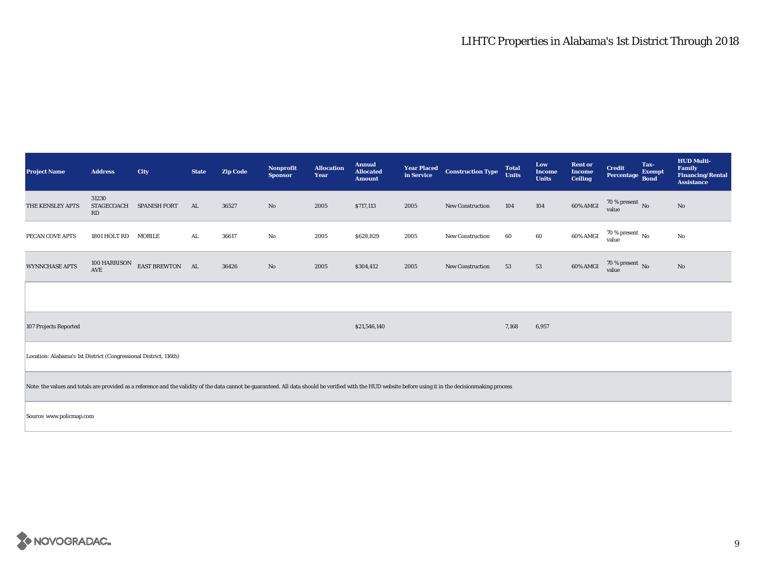| Project Name | Address | City | State | Zip Code | Nonprofit Sponsor | Allocation Year | Annual Allocated Amount | Year Placed in Service | Construction Type | Total Units | Low Income Units | Rent or Income Ceiling | Credit Percentage | Tax-Exempt Bond | HUD Multi-Family Financing/Rental Assistance |
|---|---|---|---|---|---|---|---|---|---|---|---|---|---|---|---|
| THE KENSLEY APTS | 31230 STAGECOACH RD | SPANISH FORT | AL | 36527 | No | 2005 | $717,113 | 2005 | New Construction | 104 | 104 | 60% AMGI | 70 % present value | No | No |
| PECAN COVE APTS | 1801 HOLT RD | MOBILE | AL | 36617 | No | 2005 | $628,829 | 2005 | New Construction | 60 | 60 | 60% AMGI | 70 % present value | No | No |
| WYNNCHASE APTS | 100 HARRISON AVE | EAST BREWTON | AL | 36426 | No | 2005 | $304,412 | 2005 | New Construction | 53 | 53 | 60% AMGI | 70 % present value | No | No |
| | | | | | | | | | | | | | | | |
| 107 Projects Reported | | | | | | | $21,546,140 | | | 7,168 | 6,957 | | | | |

Location: Alabama's 1st District (Congressional District, 116th)

Note: the values and totals are provided as a reference and the validity of the data cannot be guaranteed. All data should be verified with the HUD website before using it in the decisionmaking process

Source: www.policmap.com